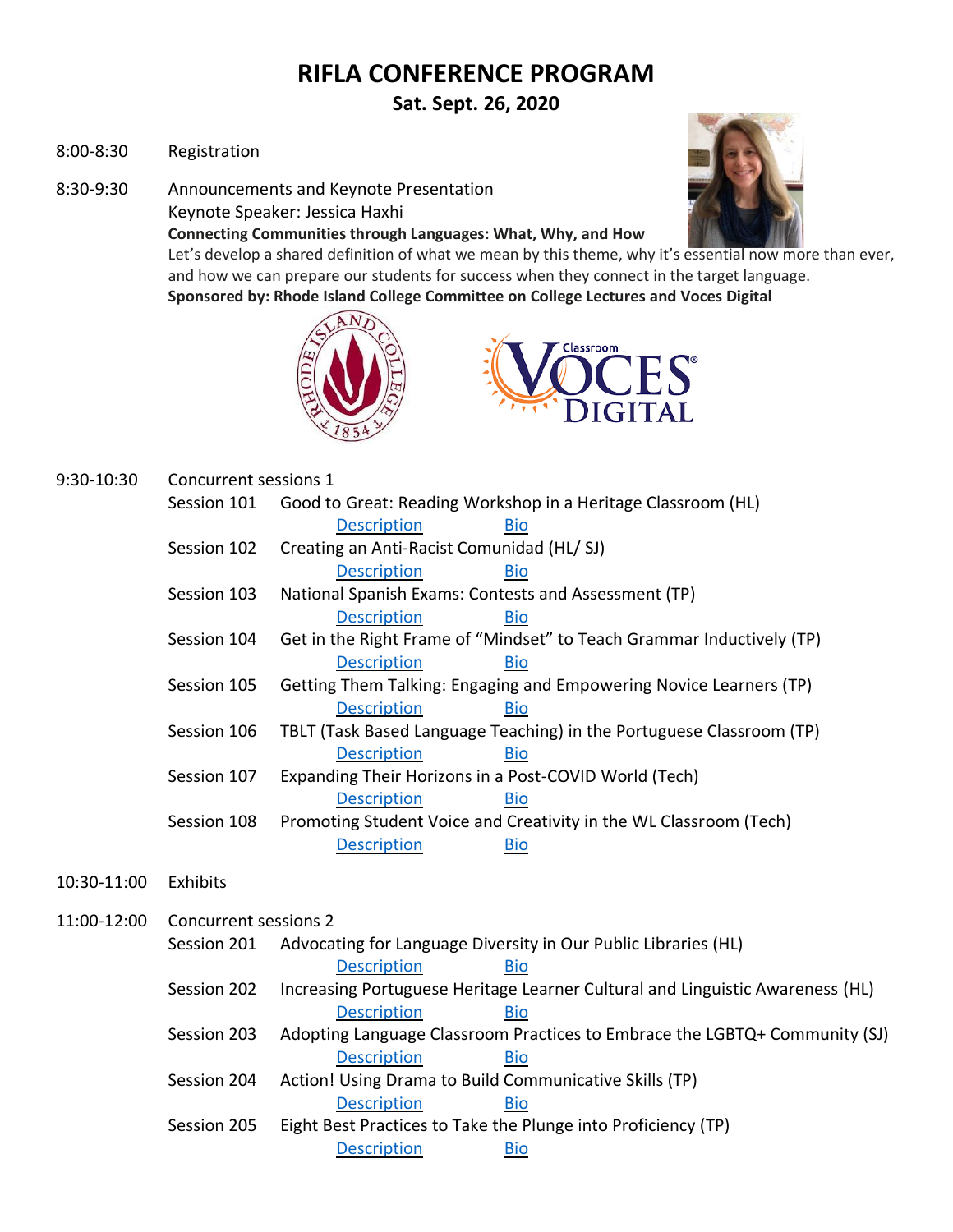# RIFLA CONFERENCE PROGRAM

## Sat. Sept. 26, 2020

8:00-8:30 Registration

8:30-9:30 Announcements and Keynote Presentation
Keynote Speaker: Jessica Haxhi
**Connecting Communities through Languages: What, Why, and How**
Let's develop a shared definition of what we mean by this theme, why it's essential now more than ever, and how we can prepare our students for success when they connect in the target language.
**Sponsored by: Rhode Island College Committee on College Lectures and Voces Digital**

9:30-10:30 Concurrent sessions 1

- Session 101 Good to Great: Reading Workshop in a Heritage Classroom (HL)
  Description Bio
- Session 102 Creating an Anti-Racist Comunidad (HL/ SJ)
  Description Bio
- Session 103 National Spanish Exams: Contests and Assessment (TP)
  Description Bio
- Session 104 Get in the Right Frame of "Mindset" to Teach Grammar Inductively (TP)
  Description Bio
- Session 105 Getting Them Talking: Engaging and Empowering Novice Learners (TP)
  Description Bio
- Session 106 TBLT (Task Based Language Teaching) in the Portuguese Classroom (TP)
  Description Bio
- Session 107 Expanding Their Horizons in a Post-COVID World (Tech)
  Description Bio
- Session 108 Promoting Student Voice and Creativity in the WL Classroom (Tech)
  Description Bio

10:30-11:00 Exhibits

11:00-12:00 Concurrent sessions 2

- Session 201 Advocating for Language Diversity in Our Public Libraries (HL)
  Description Bio
- Session 202 Increasing Portuguese Heritage Learner Cultural and Linguistic Awareness (HL)
  Description Bio
- Session 203 Adopting Language Classroom Practices to Embrace the LGBTQ+ Community (SJ)
  Description Bio
- Session 204 Action! Using Drama to Build Communicative Skills (TP)
  Description Bio
- Session 205 Eight Best Practices to Take the Plunge into Proficiency (TP)
  Description Bio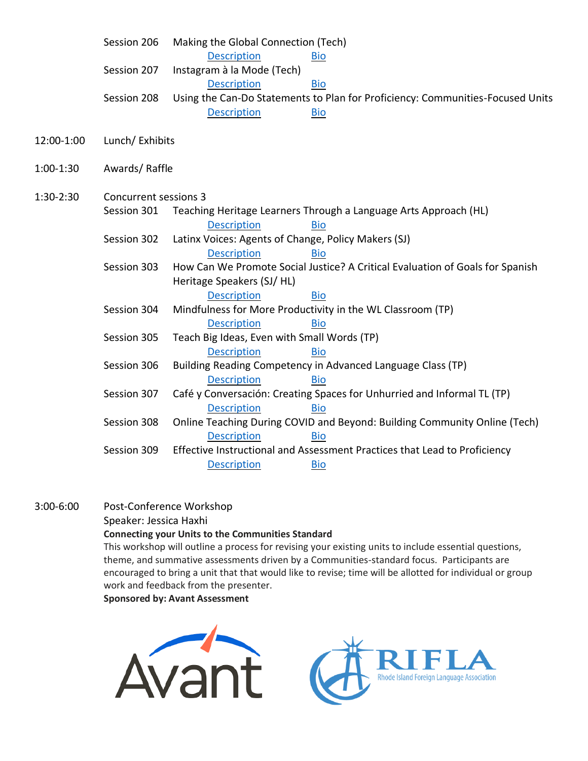Session 206 Making the Global Connection (Tech)
Description Bio

Session 207 Instagram à la Mode (Tech)
Description Bio

Session 208 Using the Can-Do Statements to Plan for Proficiency: Communities-Focused Units
Description Bio

12:00-1:00 Lunch/ Exhibits

1:00-1:30 Awards/ Raffle

1:30-2:30 Concurrent sessions 3

Session 301 Teaching Heritage Learners Through a Language Arts Approach (HL)
Description Bio

Session 302 Latinx Voices: Agents of Change, Policy Makers (SJ)
Description Bio

Session 303 How Can We Promote Social Justice? A Critical Evaluation of Goals for Spanish Heritage Speakers (SJ/ HL)
Description Bio

Session 304 Mindfulness for More Productivity in the WL Classroom (TP)
Description Bio

Session 305 Teach Big Ideas, Even with Small Words (TP)
Description Bio

Session 306 Building Reading Competency in Advanced Language Class (TP)
Description Bio

Session 307 Café y Conversación: Creating Spaces for Unhurried and Informal TL (TP)
Description Bio

Session 308 Online Teaching During COVID and Beyond: Building Community Online (Tech)
Description Bio

Session 309 Effective Instructional and Assessment Practices that Lead to Proficiency
Description Bio

3:00-6:00 Post-Conference Workshop
Speaker: Jessica Haxhi

**Connecting your Units to the Communities Standard**

This workshop will outline a process for revising your existing units to include essential questions, theme, and summative assessments driven by a Communities-standard focus. Participants are encouraged to bring a unit that that would like to revise; time will be allotted for individual or group work and feedback from the presenter.

**Sponsored by: Avant Assessment**

Avant

RIFLA Rhode Island Foreign Language Association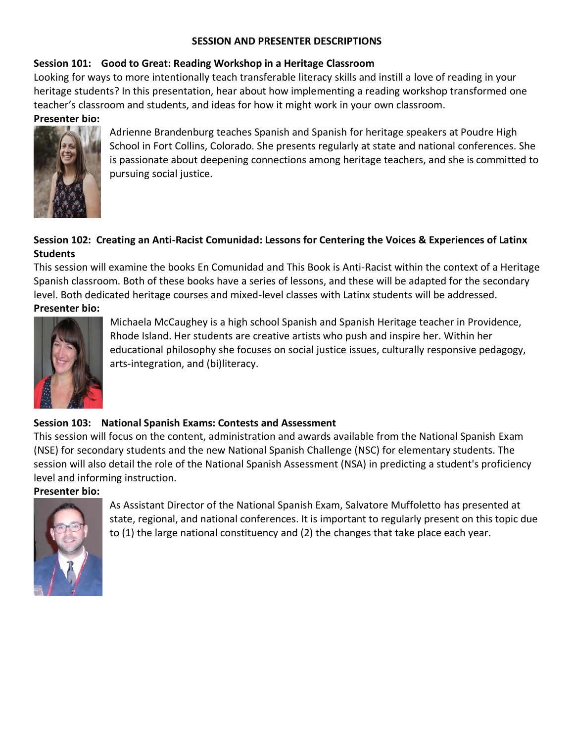## SESSION AND PRESENTER DESCRIPTIONS

### Session 101: Good to Great: Reading Workshop in a Heritage Classroom

Looking for ways to more intentionally teach transferable literacy skills and instill a love of reading in your heritage students? In this presentation, hear about how implementing a reading workshop transformed one teacher's classroom and students, and ideas for how it might work in your own classroom.

**Presenter bio:**

Adrienne Brandenburg teaches Spanish and Spanish for heritage speakers at Poudre High School in Fort Collins, Colorado. She presents regularly at state and national conferences. She is passionate about deepening connections among heritage teachers, and she is committed to pursuing social justice.

### Session 102: Creating an Anti-Racist Comunidad: Lessons for Centering the Voices & Experiences of Latinx Students

This session will examine the books En Comunidad and This Book is Anti-Racist within the context of a Heritage Spanish classroom. Both of these books have a series of lessons, and these will be adapted for the secondary level. Both dedicated heritage courses and mixed-level classes with Latinx students will be addressed.

**Presenter bio:**

Michaela McCaughey is a high school Spanish and Spanish Heritage teacher in Providence, Rhode Island. Her students are creative artists who push and inspire her. Within her educational philosophy she focuses on social justice issues, culturally responsive pedagogy, arts-integration, and (bi)literacy.

### Session 103: National Spanish Exams: Contests and Assessment

This session will focus on the content, administration and awards available from the National Spanish Exam (NSE) for secondary students and the new National Spanish Challenge (NSC) for elementary students. The session will also detail the role of the National Spanish Assessment (NSA) in predicting a student's proficiency level and informing instruction.

**Presenter bio:**

As Assistant Director of the National Spanish Exam, Salvatore Muffoletto has presented at state, regional, and national conferences. It is important to regularly present on this topic due to (1) the large national constituency and (2) the changes that take place each year.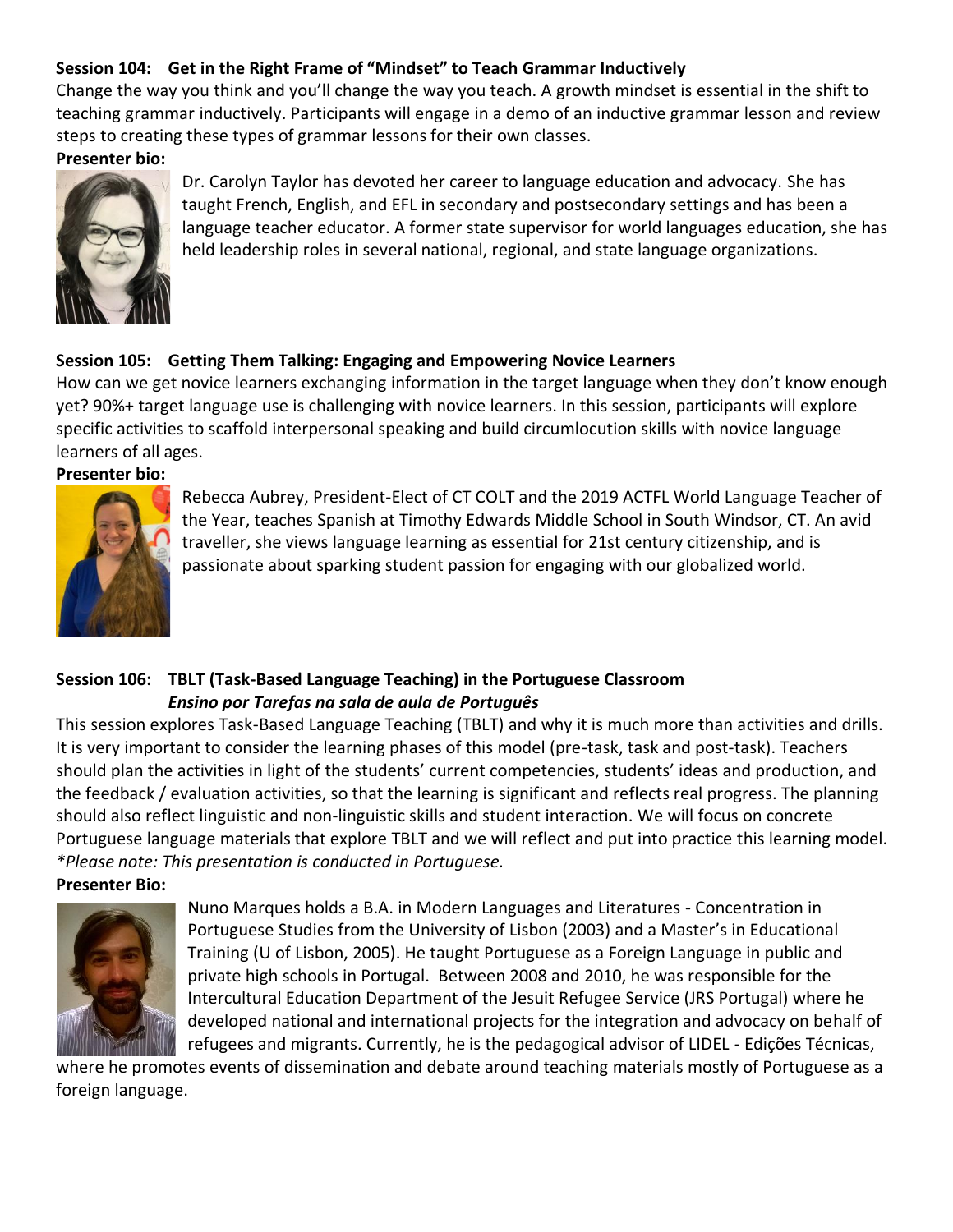**Session 104: Get in the Right Frame of "Mindset" to Teach Grammar Inductively**

Change the way you think and you'll change the way you teach. A growth mindset is essential in the shift to teaching grammar inductively. Participants will engage in a demo of an inductive grammar lesson and review steps to creating these types of grammar lessons for their own classes.

**Presenter bio:**

Dr. Carolyn Taylor has devoted her career to language education and advocacy. She has taught French, English, and EFL in secondary and postsecondary settings and has been a language teacher educator. A former state supervisor for world languages education, she has held leadership roles in several national, regional, and state language organizations.

**Session 105: Getting Them Talking: Engaging and Empowering Novice Learners**

How can we get novice learners exchanging information in the target language when they don't know enough yet? 90%+ target language use is challenging with novice learners. In this session, participants will explore specific activities to scaffold interpersonal speaking and build circumlocution skills with novice language learners of all ages.

**Presenter bio:**

Rebecca Aubrey, President-Elect of CT COLT and the 2019 ACTFL World Language Teacher of the Year, teaches Spanish at Timothy Edwards Middle School in South Windsor, CT. An avid traveller, she views language learning as essential for 21st century citizenship, and is passionate about sparking student passion for engaging with our globalized world.

**Session 106: TBLT (Task-Based Language Teaching) in the Portuguese Classroom**
***Ensino por Tarefas na sala de aula de Português***

This session explores Task-Based Language Teaching (TBLT) and why it is much more than activities and drills. It is very important to consider the learning phases of this model (pre-task, task and post-task). Teachers should plan the activities in light of the students' current competencies, students' ideas and production, and the feedback / evaluation activities, so that the learning is significant and reflects real progress. The planning should also reflect linguistic and non-linguistic skills and student interaction. We will focus on concrete Portuguese language materials that explore TBLT and we will reflect and put into practice this learning model.
*\*Please note: This presentation is conducted in Portuguese.*

**Presenter Bio:**

Nuno Marques holds a B.A. in Modern Languages and Literatures - Concentration in Portuguese Studies from the University of Lisbon (2003) and a Master's in Educational Training (U of Lisbon, 2005). He taught Portuguese as a Foreign Language in public and private high schools in Portugal. Between 2008 and 2010, he was responsible for the Intercultural Education Department of the Jesuit Refugee Service (JRS Portugal) where he developed national and international projects for the integration and advocacy on behalf of refugees and migrants. Currently, he is the pedagogical advisor of LIDEL - Edições Técnicas, where he promotes events of dissemination and debate around teaching materials mostly of Portuguese as a foreign language.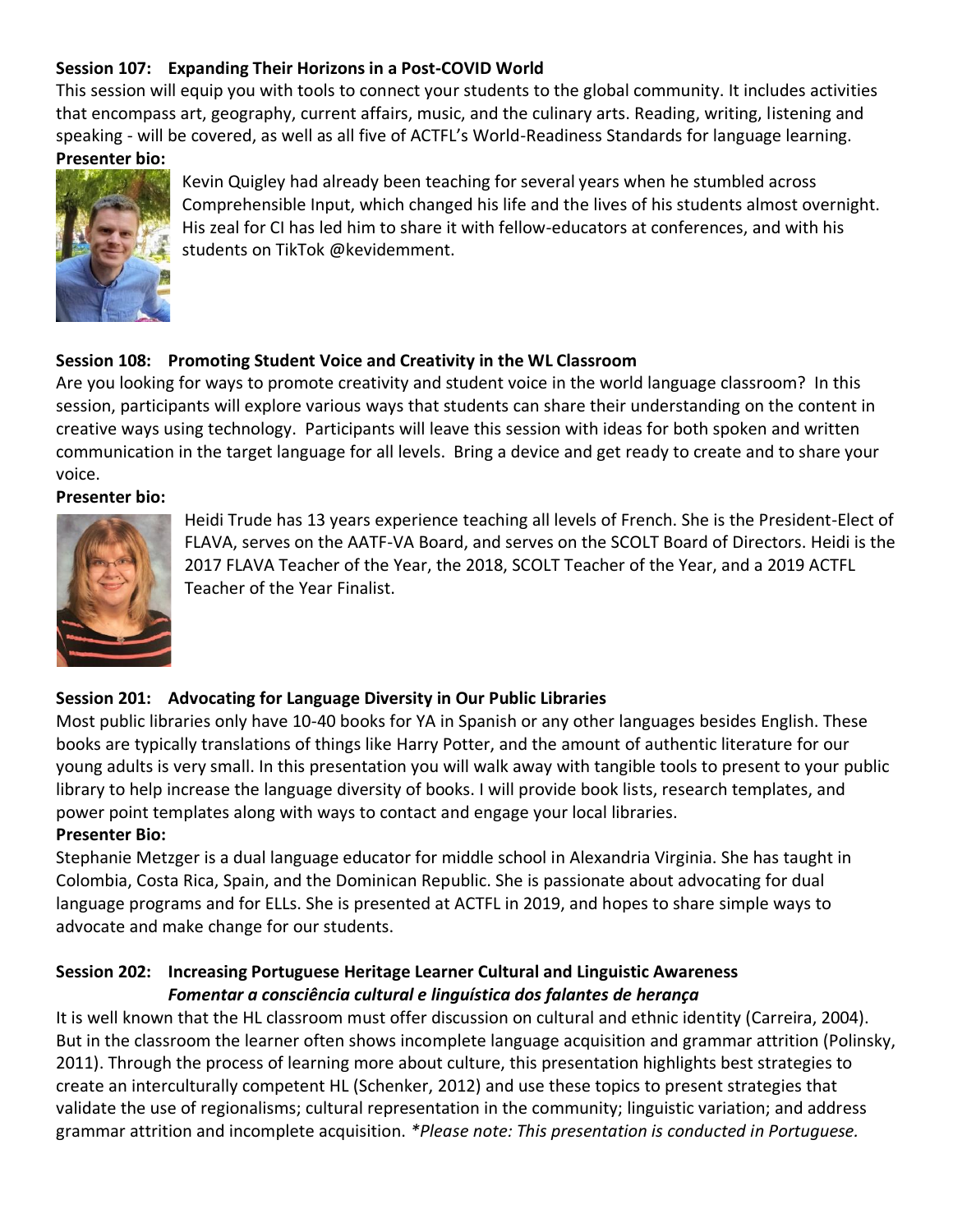**Session 107: Expanding Their Horizons in a Post-COVID World**

This session will equip you with tools to connect your students to the global community. It includes activities that encompass art, geography, current affairs, music, and the culinary arts. Reading, writing, listening and speaking - will be covered, as well as all five of ACTFL's World-Readiness Standards for language learning.

**Presenter bio:**

Kevin Quigley had already been teaching for several years when he stumbled across Comprehensible Input, which changed his life and the lives of his students almost overnight. His zeal for CI has led him to share it with fellow-educators at conferences, and with his students on TikTok @kevidemment.

**Session 108: Promoting Student Voice and Creativity in the WL Classroom**

Are you looking for ways to promote creativity and student voice in the world language classroom? In this session, participants will explore various ways that students can share their understanding on the content in creative ways using technology. Participants will leave this session with ideas for both spoken and written communication in the target language for all levels. Bring a device and get ready to create and to share your voice.

**Presenter bio:**

Heidi Trude has 13 years experience teaching all levels of French. She is the President-Elect of FLAVA, serves on the AATF-VA Board, and serves on the SCOLT Board of Directors. Heidi is the 2017 FLAVA Teacher of the Year, the 2018, SCOLT Teacher of the Year, and a 2019 ACTFL Teacher of the Year Finalist.

**Session 201: Advocating for Language Diversity in Our Public Libraries**

Most public libraries only have 10-40 books for YA in Spanish or any other languages besides English. These books are typically translations of things like Harry Potter, and the amount of authentic literature for our young adults is very small. In this presentation you will walk away with tangible tools to present to your public library to help increase the language diversity of books. I will provide book lists, research templates, and power point templates along with ways to contact and engage your local libraries.

**Presenter Bio:**

Stephanie Metzger is a dual language educator for middle school in Alexandria Virginia. She has taught in Colombia, Costa Rica, Spain, and the Dominican Republic. She is passionate about advocating for dual language programs and for ELLs. She is presented at ACTFL in 2019, and hopes to share simple ways to advocate and make change for our students.

**Session 202: Increasing Portuguese Heritage Learner Cultural and Linguistic Awareness**
***Fomentar a consciência cultural e linguística dos falantes de herança***

It is well known that the HL classroom must offer discussion on cultural and ethnic identity (Carreira, 2004). But in the classroom the learner often shows incomplete language acquisition and grammar attrition (Polinsky, 2011). Through the process of learning more about culture, this presentation highlights best strategies to create an interculturally competent HL (Schenker, 2012) and use these topics to present strategies that validate the use of regionalisms; cultural representation in the community; linguistic variation; and address grammar attrition and incomplete acquisition. *\*Please note: This presentation is conducted in Portuguese.*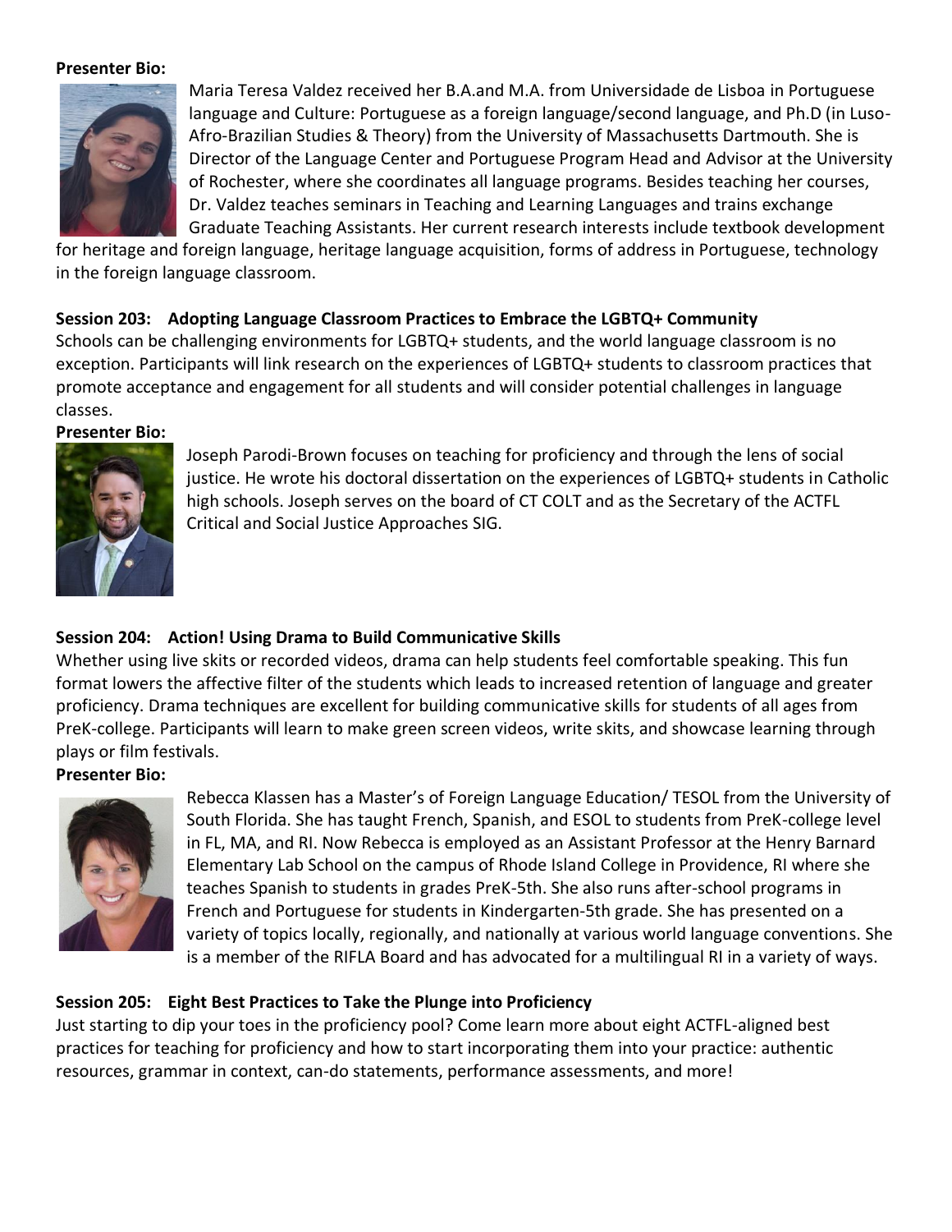**Presenter Bio:**

Maria Teresa Valdez received her B.A.and M.A. from Universidade de Lisboa in Portuguese language and Culture: Portuguese as a foreign language/second language, and Ph.D (in Luso-Afro-Brazilian Studies & Theory) from the University of Massachusetts Dartmouth. She is Director of the Language Center and Portuguese Program Head and Advisor at the University of Rochester, where she coordinates all language programs. Besides teaching her courses, Dr. Valdez teaches seminars in Teaching and Learning Languages and trains exchange Graduate Teaching Assistants. Her current research interests include textbook development for heritage and foreign language, heritage language acquisition, forms of address in Portuguese, technology in the foreign language classroom.

**Session 203: Adopting Language Classroom Practices to Embrace the LGBTQ+ Community**

Schools can be challenging environments for LGBTQ+ students, and the world language classroom is no exception. Participants will link research on the experiences of LGBTQ+ students to classroom practices that promote acceptance and engagement for all students and will consider potential challenges in language classes.

**Presenter Bio:**

Joseph Parodi-Brown focuses on teaching for proficiency and through the lens of social justice. He wrote his doctoral dissertation on the experiences of LGBTQ+ students in Catholic high schools. Joseph serves on the board of CT COLT and as the Secretary of the ACTFL Critical and Social Justice Approaches SIG.

**Session 204: Action! Using Drama to Build Communicative Skills**

Whether using live skits or recorded videos, drama can help students feel comfortable speaking. This fun format lowers the affective filter of the students which leads to increased retention of language and greater proficiency. Drama techniques are excellent for building communicative skills for students of all ages from PreK-college. Participants will learn to make green screen videos, write skits, and showcase learning through plays or film festivals.

**Presenter Bio:**

Rebecca Klassen has a Master's of Foreign Language Education/ TESOL from the University of South Florida. She has taught French, Spanish, and ESOL to students from PreK-college level in FL, MA, and RI. Now Rebecca is employed as an Assistant Professor at the Henry Barnard Elementary Lab School on the campus of Rhode Island College in Providence, RI where she teaches Spanish to students in grades PreK-5th. She also runs after-school programs in French and Portuguese for students in Kindergarten-5th grade. She has presented on a variety of topics locally, regionally, and nationally at various world language conventions. She is a member of the RIFLA Board and has advocated for a multilingual RI in a variety of ways.

**Session 205: Eight Best Practices to Take the Plunge into Proficiency**

Just starting to dip your toes in the proficiency pool? Come learn more about eight ACTFL-aligned best practices for teaching for proficiency and how to start incorporating them into your practice: authentic resources, grammar in context, can-do statements, performance assessments, and more!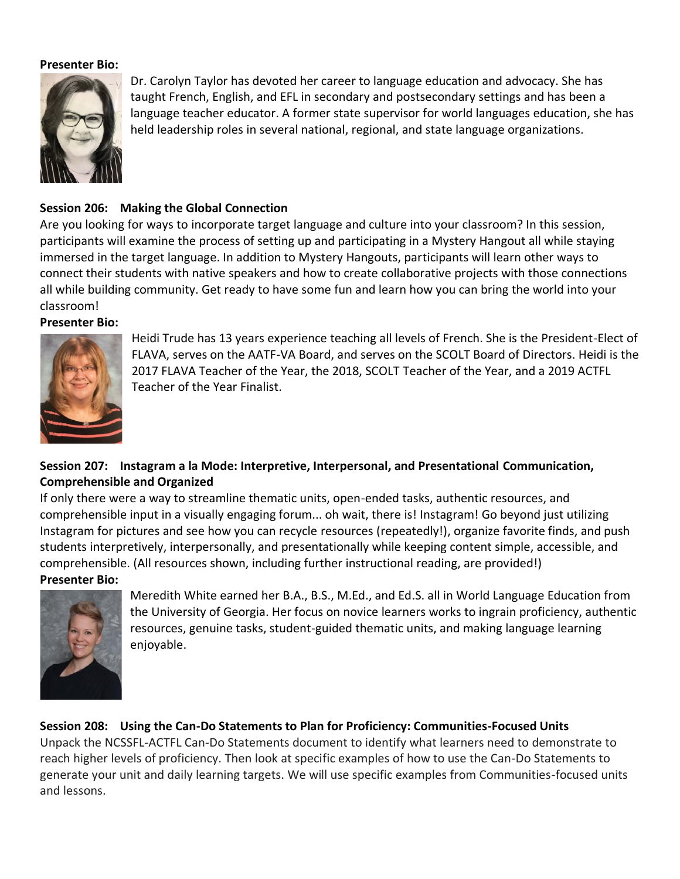**Presenter Bio:**

Dr. Carolyn Taylor has devoted her career to language education and advocacy. She has taught French, English, and EFL in secondary and postsecondary settings and has been a language teacher educator. A former state supervisor for world languages education, she has held leadership roles in several national, regional, and state language organizations.

**Session 206: Making the Global Connection**

Are you looking for ways to incorporate target language and culture into your classroom? In this session, participants will examine the process of setting up and participating in a Mystery Hangout all while staying immersed in the target language. In addition to Mystery Hangouts, participants will learn other ways to connect their students with native speakers and how to create collaborative projects with those connections all while building community. Get ready to have some fun and learn how you can bring the world into your classroom!

**Presenter Bio:**

Heidi Trude has 13 years experience teaching all levels of French. She is the President-Elect of FLAVA, serves on the AATF-VA Board, and serves on the SCOLT Board of Directors. Heidi is the 2017 FLAVA Teacher of the Year, the 2018, SCOLT Teacher of the Year, and a 2019 ACTFL Teacher of the Year Finalist.

**Session 207: Instagram a la Mode: Interpretive, Interpersonal, and Presentational Communication, Comprehensible and Organized**

If only there were a way to streamline thematic units, open-ended tasks, authentic resources, and comprehensible input in a visually engaging forum... oh wait, there is! Instagram! Go beyond just utilizing Instagram for pictures and see how you can recycle resources (repeatedly!), organize favorite finds, and push students interpretively, interpersonally, and presentationally while keeping content simple, accessible, and comprehensible. (All resources shown, including further instructional reading, are provided!)

**Presenter Bio:**

Meredith White earned her B.A., B.S., M.Ed., and Ed.S. all in World Language Education from the University of Georgia. Her focus on novice learners works to ingrain proficiency, authentic resources, genuine tasks, student-guided thematic units, and making language learning enjoyable.

**Session 208: Using the Can-Do Statements to Plan for Proficiency: Communities-Focused Units**

Unpack the NCSSFL-ACTFL Can-Do Statements document to identify what learners need to demonstrate to reach higher levels of proficiency. Then look at specific examples of how to use the Can-Do Statements to generate your unit and daily learning targets. We will use specific examples from Communities-focused units and lessons.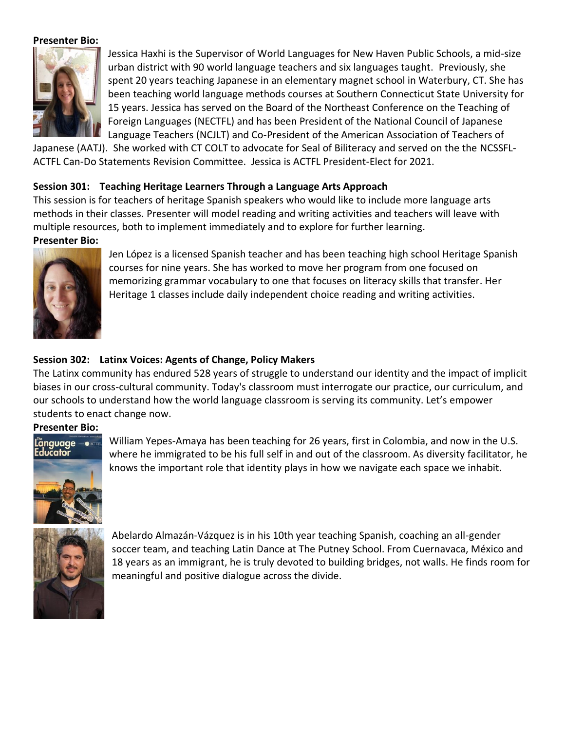**Presenter Bio:**

Jessica Haxhi is the Supervisor of World Languages for New Haven Public Schools, a mid-size urban district with 90 world language teachers and six languages taught. Previously, she spent 20 years teaching Japanese in an elementary magnet school in Waterbury, CT. She has been teaching world language methods courses at Southern Connecticut State University for 15 years. Jessica has served on the Board of the Northeast Conference on the Teaching of Foreign Languages (NECTFL) and has been President of the National Council of Japanese Language Teachers (NCJLT) and Co-President of the American Association of Teachers of Japanese (AATJ). She worked with CT COLT to advocate for Seal of Biliteracy and served on the the NCSSFL-ACTFL Can-Do Statements Revision Committee. Jessica is ACTFL President-Elect for 2021.

## Session 301: Teaching Heritage Learners Through a Language Arts Approach

This session is for teachers of heritage Spanish speakers who would like to include more language arts methods in their classes. Presenter will model reading and writing activities and teachers will leave with multiple resources, both to implement immediately and to explore for further learning.

**Presenter Bio:**

Jen López is a licensed Spanish teacher and has been teaching high school Heritage Spanish courses for nine years. She has worked to move her program from one focused on memorizing grammar vocabulary to one that focuses on literacy skills that transfer. Her Heritage 1 classes include daily independent choice reading and writing activities.

## Session 302: Latinx Voices: Agents of Change, Policy Makers

The Latinx community has endured 528 years of struggle to understand our identity and the impact of implicit biases in our cross-cultural community. Today's classroom must interrogate our practice, our curriculum, and our schools to understand how the world language classroom is serving its community. Let's empower students to enact change now.

**Presenter Bio:**

William Yepes-Amaya has been teaching for 26 years, first in Colombia, and now in the U.S. where he immigrated to be his full self in and out of the classroom. As diversity facilitator, he knows the important role that identity plays in how we navigate each space we inhabit.

Abelardo Almazán-Vázquez is in his 10th year teaching Spanish, coaching an all-gender soccer team, and teaching Latin Dance at The Putney School. From Cuernavaca, México and 18 years as an immigrant, he is truly devoted to building bridges, not walls. He finds room for meaningful and positive dialogue across the divide.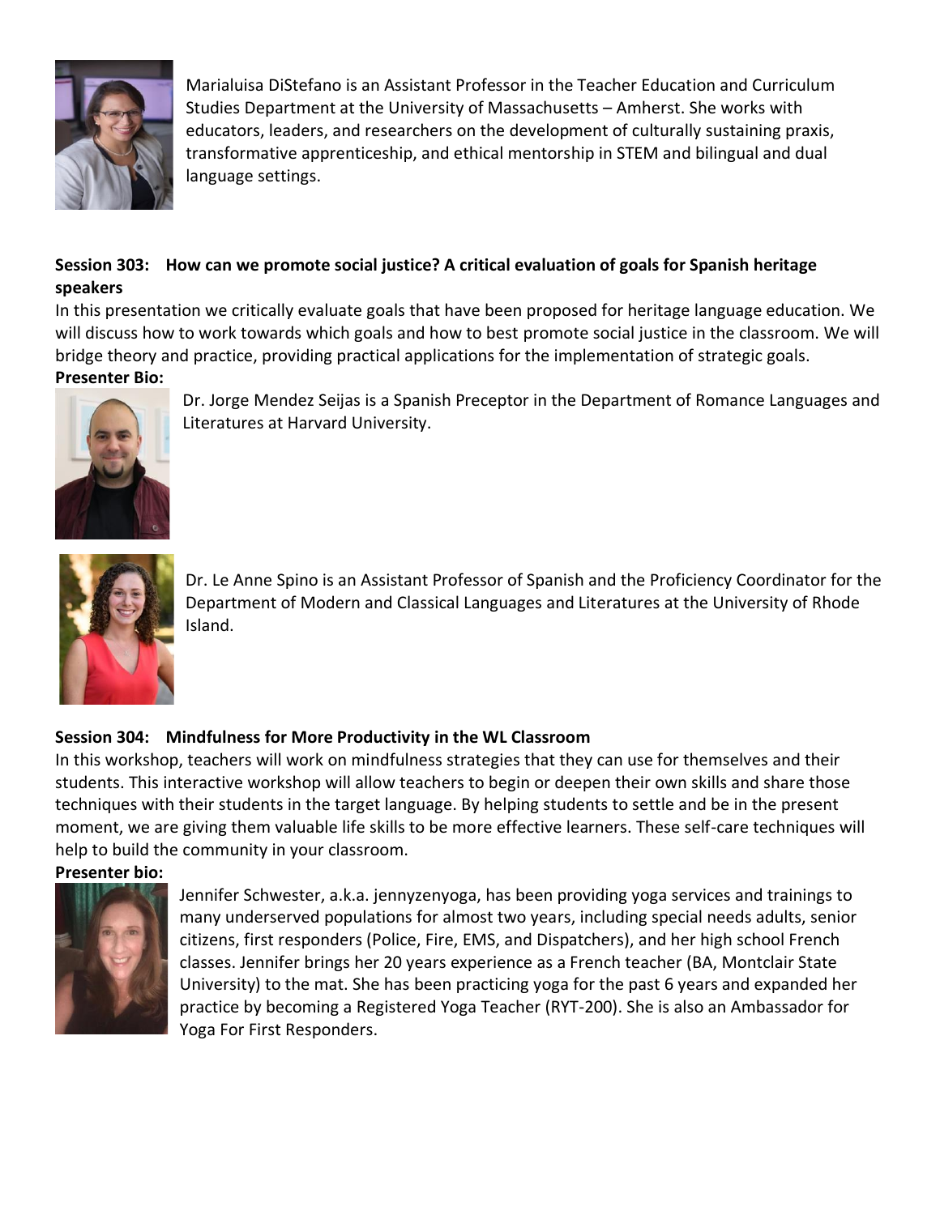Marialuisa DiStefano is an Assistant Professor in the Teacher Education and Curriculum Studies Department at the University of Massachusetts – Amherst. She works with educators, leaders, and researchers on the development of culturally sustaining praxis, transformative apprenticeship, and ethical mentorship in STEM and bilingual and dual language settings.

**Session 303: How can we promote social justice? A critical evaluation of goals for Spanish heritage speakers**

In this presentation we critically evaluate goals that have been proposed for heritage language education. We will discuss how to work towards which goals and how to best promote social justice in the classroom. We will bridge theory and practice, providing practical applications for the implementation of strategic goals.

**Presenter Bio:**

Dr. Jorge Mendez Seijas is a Spanish Preceptor in the Department of Romance Languages and Literatures at Harvard University.

Dr. Le Anne Spino is an Assistant Professor of Spanish and the Proficiency Coordinator for the Department of Modern and Classical Languages and Literatures at the University of Rhode Island.

**Session 304: Mindfulness for More Productivity in the WL Classroom**

In this workshop, teachers will work on mindfulness strategies that they can use for themselves and their students. This interactive workshop will allow teachers to begin or deepen their own skills and share those techniques with their students in the target language. By helping students to settle and be in the present moment, we are giving them valuable life skills to be more effective learners. These self-care techniques will help to build the community in your classroom.

**Presenter bio:**

Jennifer Schwester, a.k.a. jennyzenyoga, has been providing yoga services and trainings to many underserved populations for almost two years, including special needs adults, senior citizens, first responders (Police, Fire, EMS, and Dispatchers), and her high school French classes. Jennifer brings her 20 years experience as a French teacher (BA, Montclair State University) to the mat. She has been practicing yoga for the past 6 years and expanded her practice by becoming a Registered Yoga Teacher (RYT-200). She is also an Ambassador for Yoga For First Responders.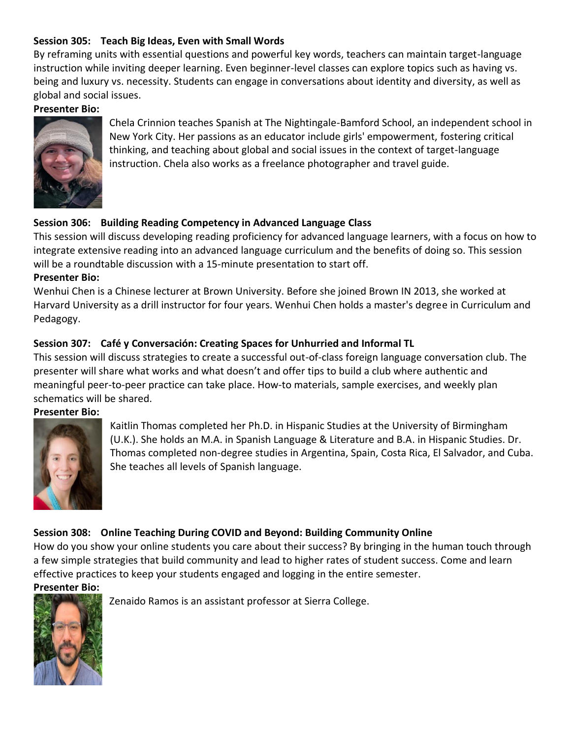**Session 305: Teach Big Ideas, Even with Small Words**

By reframing units with essential questions and powerful key words, teachers can maintain target-language instruction while inviting deeper learning. Even beginner-level classes can explore topics such as having vs. being and luxury vs. necessity. Students can engage in conversations about identity and diversity, as well as global and social issues.

**Presenter Bio:**

Chela Crinnion teaches Spanish at The Nightingale-Bamford School, an independent school in New York City. Her passions as an educator include girls' empowerment, fostering critical thinking, and teaching about global and social issues in the context of target-language instruction. Chela also works as a freelance photographer and travel guide.

**Session 306: Building Reading Competency in Advanced Language Class**

This session will discuss developing reading proficiency for advanced language learners, with a focus on how to integrate extensive reading into an advanced language curriculum and the benefits of doing so. This session will be a roundtable discussion with a 15-minute presentation to start off.

**Presenter Bio:**

Wenhui Chen is a Chinese lecturer at Brown University. Before she joined Brown IN 2013, she worked at Harvard University as a drill instructor for four years. Wenhui Chen holds a master's degree in Curriculum and Pedagogy.

**Session 307: Café y Conversación: Creating Spaces for Unhurried and Informal TL**

This session will discuss strategies to create a successful out-of-class foreign language conversation club. The presenter will share what works and what doesn't and offer tips to build a club where authentic and meaningful peer-to-peer practice can take place. How-to materials, sample exercises, and weekly plan schematics will be shared.

**Presenter Bio:**

Kaitlin Thomas completed her Ph.D. in Hispanic Studies at the University of Birmingham (U.K.). She holds an M.A. in Spanish Language & Literature and B.A. in Hispanic Studies. Dr. Thomas completed non-degree studies in Argentina, Spain, Costa Rica, El Salvador, and Cuba. She teaches all levels of Spanish language.

**Session 308: Online Teaching During COVID and Beyond: Building Community Online**

How do you show your online students you care about their success? By bringing in the human touch through a few simple strategies that build community and lead to higher rates of student success. Come and learn effective practices to keep your students engaged and logging in the entire semester.

**Presenter Bio:**

Zenaido Ramos is an assistant professor at Sierra College.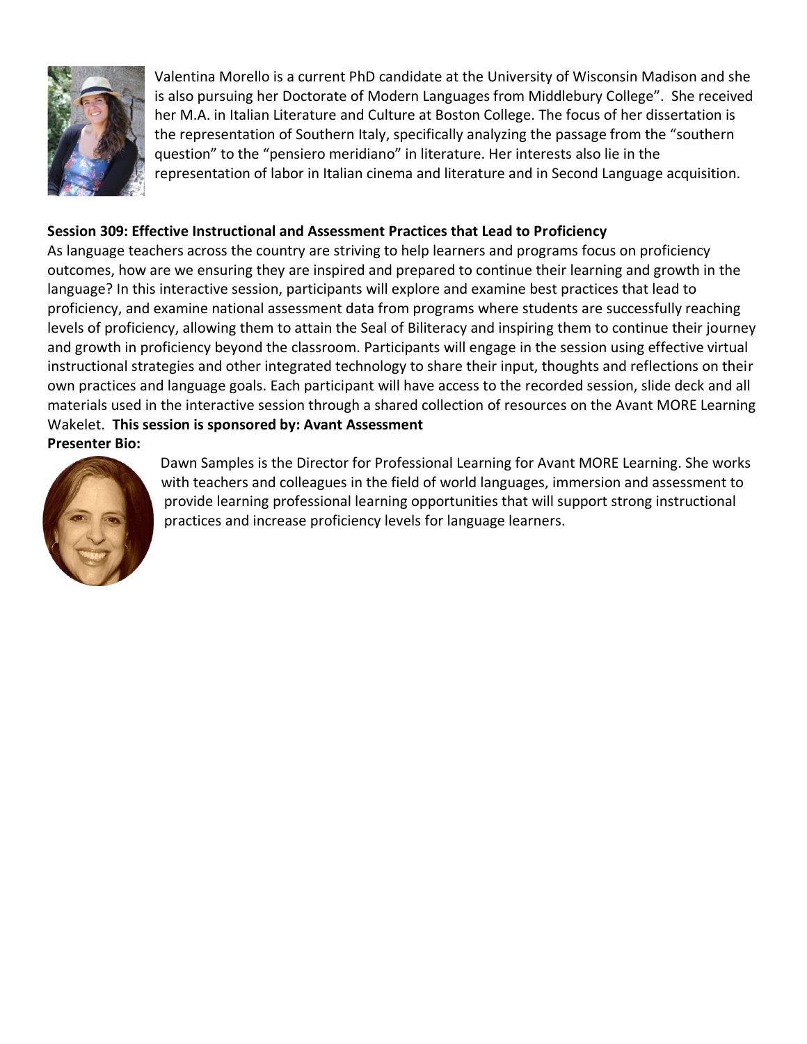Valentina Morello is a current PhD candidate at the University of Wisconsin Madison and she is also pursuing her Doctorate of Modern Languages from Middlebury College". She received her M.A. in Italian Literature and Culture at Boston College. The focus of her dissertation is the representation of Southern Italy, specifically analyzing the passage from the "southern question" to the "pensiero meridiano" in literature. Her interests also lie in the representation of labor in Italian cinema and literature and in Second Language acquisition.

**Session 309: Effective Instructional and Assessment Practices that Lead to Proficiency**

As language teachers across the country are striving to help learners and programs focus on proficiency outcomes, how are we ensuring they are inspired and prepared to continue their learning and growth in the language? In this interactive session, participants will explore and examine best practices that lead to proficiency, and examine national assessment data from programs where students are successfully reaching levels of proficiency, allowing them to attain the Seal of Biliteracy and inspiring them to continue their journey and growth in proficiency beyond the classroom. Participants will engage in the session using effective virtual instructional strategies and other integrated technology to share their input, thoughts and reflections on their own practices and language goals. Each participant will have access to the recorded session, slide deck and all materials used in the interactive session through a shared collection of resources on the Avant MORE Learning Wakelet. **This session is sponsored by: Avant Assessment**

**Presenter Bio:**

Dawn Samples is the Director for Professional Learning for Avant MORE Learning. She works with teachers and colleagues in the field of world languages, immersion and assessment to provide learning professional learning opportunities that will support strong instructional practices and increase proficiency levels for language learners.